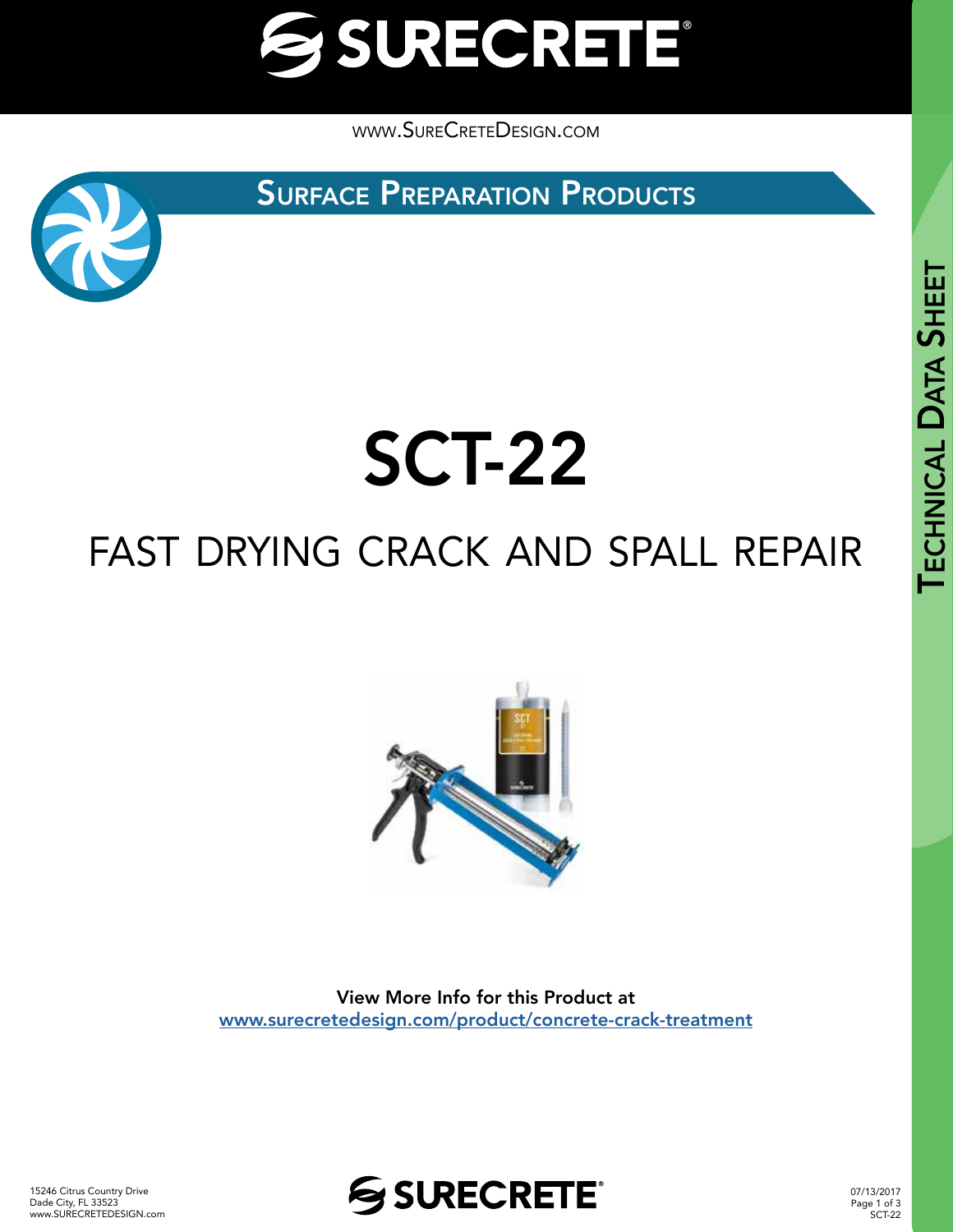# SURECRETE

www.SureCreteDesign.com

## Surface Preparation Products

Technical Data Sheet

# SCT-22

## FAST DRYING CRACK AND SPALL REPAIR

**View More Info for this Product at**
[www.surecretedesign.com/product/concrete-crack-treatment](www.surecretedesign.com/product/concrete-crack-treatment)

15246 Citrus Country Drive
Dade City, FL 33523
www.SURECRETEDESIGN.com

07/13/2017
SCT-22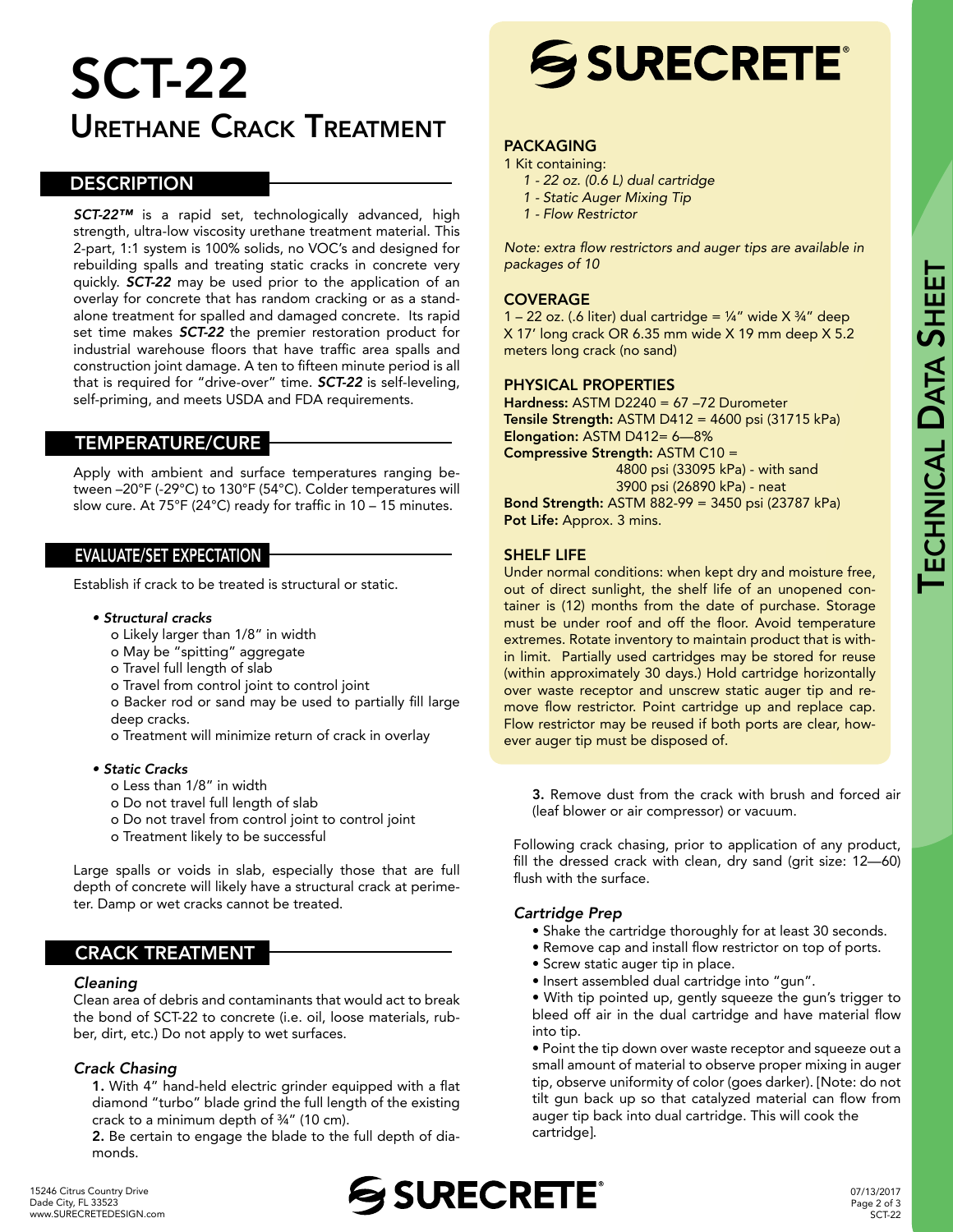# SCT-22

## Urethane Crack Treatment

### DESCRIPTION

***SCT-22™*** is a rapid set, technologically advanced, high strength, ultra-low viscosity urethane treatment material. This 2-part, 1:1 system is 100% solids, no VOC's and designed for rebuilding spalls and treating static cracks in concrete very quickly. ***SCT-22*** may be used prior to the application of an overlay for concrete that has random cracking or as a stand-alone treatment for spalled and damaged concrete. Its rapid set time makes ***SCT-22*** the premier restoration product for industrial warehouse floors that have traffic area spalls and construction joint damage. A ten to fifteen minute period is all that is required for "drive-over" time. ***SCT-22*** is self-leveling, self-priming, and meets USDA and FDA requirements.

### TEMPERATURE/CURE

Apply with ambient and surface temperatures ranging between –20°F (-29°C) to 130°F (54°C). Colder temperatures will slow cure. At 75°F (24°C) ready for traffic in 10 – 15 minutes.

### EVALUATE/SET EXPECTATION

Establish if crack to be treated is structural or static.

- ***Structural cracks***
  - o Likely larger than 1/8" in width
  - o May be "spitting" aggregate
  - o Travel full length of slab
  - o Travel from control joint to control joint
  - o Backer rod or sand may be used to partially fill large deep cracks.
  - o Treatment will minimize return of crack in overlay

- ***Static Cracks***
  - o Less than 1/8" in width
  - o Do not travel full length of slab
  - o Do not travel from control joint to control joint
  - o Treatment likely to be successful

Large spalls or voids in slab, especially those that are full depth of concrete will likely have a structural crack at perimeter. Damp or wet cracks cannot be treated.

### CRACK TREATMENT

#### *Cleaning*

Clean area of debris and contaminants that would act to break the bond of SCT-22 to concrete (i.e. oil, loose materials, rubber, dirt, etc.) Do not apply to wet surfaces.

#### *Crack Chasing*

**1.** With 4" hand-held electric grinder equipped with a flat diamond "turbo" blade grind the full length of the existing crack to a minimum depth of ¾" (10 cm).

**2.** Be certain to engage the blade to the full depth of diamonds.

**3.** Remove dust from the crack with brush and forced air (leaf blower or air compressor) or vacuum.

Following crack chasing, prior to application of any product, fill the dressed crack with clean, dry sand (grit size: 12—60) flush with the surface.

#### *Cartridge Prep*

- Shake the cartridge thoroughly for at least 30 seconds.
- Remove cap and install flow restrictor on top of ports.
- Screw static auger tip in place.
- Insert assembled dual cartridge into "gun".
- With tip pointed up, gently squeeze the gun's trigger to bleed off air in the dual cartridge and have material flow into tip.
- Point the tip down over waste receptor and squeeze out a small amount of material to observe proper mixing in auger tip, observe uniformity of color (goes darker). [Note: do not tilt gun back up so that catalyzed material can flow from auger tip back into dual cartridge. This will cook the cartridge].

### PACKAGING

1 Kit containing:

- *1 - 22 oz. (0.6 L) dual cartridge*
- *1 - Static Auger Mixing Tip*
- *1 - Flow Restrictor*

*Note: extra flow restrictors and auger tips are available in packages of 10*

### COVERAGE

1 – 22 oz. (.6 liter) dual cartridge = ¼" wide X ¾" deep X 17' long crack OR 6.35 mm wide X 19 mm deep X 5.2 meters long crack (no sand)

### PHYSICAL PROPERTIES

**Hardness:** ASTM D2240 = 67 –72 Durometer
**Tensile Strength:** ASTM D412 = 4600 psi (31715 kPa)
**Elongation:** ASTM D412= 6—8%
**Compressive Strength:** ASTM C10 =
4800 psi (33095 kPa) - with sand
3900 psi (26890 kPa) - neat
**Bond Strength:** ASTM 882-99 = 3450 psi (23787 kPa)
**Pot Life:** Approx. 3 mins.

### SHELF LIFE

Under normal conditions: when kept dry and moisture free, out of direct sunlight, the shelf life of an unopened container is (12) months from the date of purchase. Storage must be under roof and off the floor. Avoid temperature extremes. Rotate inventory to maintain product that is within limit. Partially used cartridges may be stored for reuse (within approximately 30 days.) Hold cartridge horizontally over waste receptor and unscrew static auger tip and remove flow restrictor. Point cartridge up and replace cap. Flow restrictor may be reused if both ports are clear, however auger tip must be disposed of.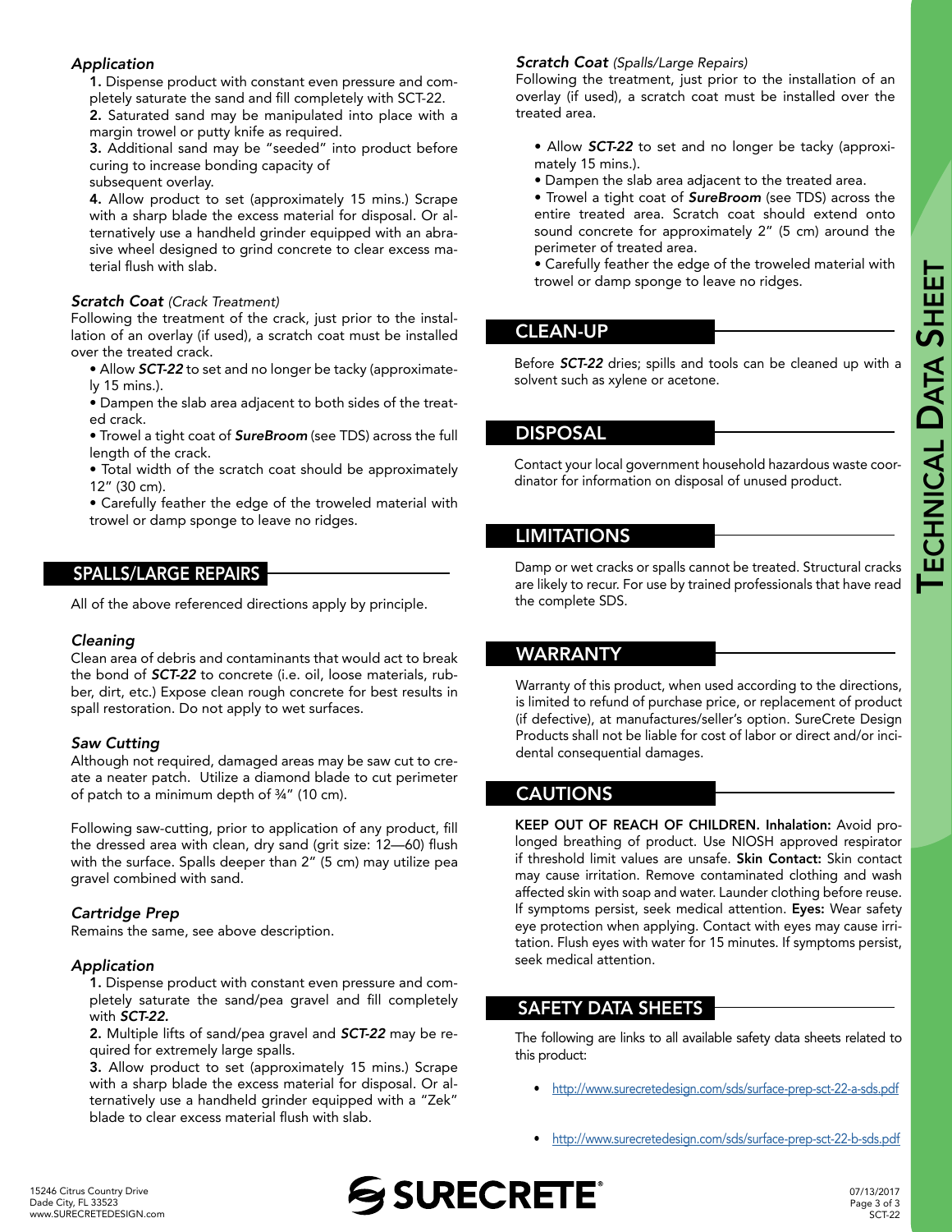### *Application*

**1.** Dispense product with constant even pressure and completely saturate the sand and fill completely with SCT-22.

**2.** Saturated sand may be manipulated into place with a margin trowel or putty knife as required.

**3.** Additional sand may be "seeded" into product before curing to increase bonding capacity of subsequent overlay.

**4.** Allow product to set (approximately 15 mins.) Scrape with a sharp blade the excess material for disposal. Or alternatively use a handheld grinder equipped with an abrasive wheel designed to grind concrete to clear excess material flush with slab.

### *Scratch Coat* *(Crack Treatment)*

Following the treatment of the crack, just prior to the installation of an overlay (if used), a scratch coat must be installed over the treated crack.

- Allow ***SCT-22*** to set and no longer be tacky (approximately 15 mins.).
- Dampen the slab area adjacent to both sides of the treated crack.
- Trowel a tight coat of ***SureBroom*** (see TDS) across the full length of the crack.
- Total width of the scratch coat should be approximately 12" (30 cm).
- Carefully feather the edge of the troweled material with trowel or damp sponge to leave no ridges.

## SPALLS/LARGE REPAIRS

All of the above referenced directions apply by principle.

### *Cleaning*

Clean area of debris and contaminants that would act to break the bond of ***SCT-22*** to concrete (i.e. oil, loose materials, rubber, dirt, etc.) Expose clean rough concrete for best results in spall restoration. Do not apply to wet surfaces.

### *Saw Cutting*

Although not required, damaged areas may be saw cut to create a neater patch. Utilize a diamond blade to cut perimeter of patch to a minimum depth of ¾" (10 cm).

Following saw-cutting, prior to application of any product, fill the dressed area with clean, dry sand (grit size: 12—60) flush with the surface. Spalls deeper than 2" (5 cm) may utilize pea gravel combined with sand.

### *Cartridge Prep*

Remains the same, see above description.

### *Application*

**1.** Dispense product with constant even pressure and completely saturate the sand/pea gravel and fill completely with ***SCT-22.***

**2.** Multiple lifts of sand/pea gravel and ***SCT-22*** may be required for extremely large spalls.

**3.** Allow product to set (approximately 15 mins.) Scrape with a sharp blade the excess material for disposal. Or alternatively use a handheld grinder equipped with a "Zek" blade to clear excess material flush with slab.

### *Scratch Coat* *(Spalls/Large Repairs)*

Following the treatment, just prior to the installation of an overlay (if used), a scratch coat must be installed over the treated area.

- Allow ***SCT-22*** to set and no longer be tacky (approximately 15 mins.).
- Dampen the slab area adjacent to the treated area.
- Trowel a tight coat of ***SureBroom*** (see TDS) across the entire treated area. Scratch coat should extend onto sound concrete for approximately 2" (5 cm) around the perimeter of treated area.
- Carefully feather the edge of the troweled material with trowel or damp sponge to leave no ridges.

## CLEAN-UP

Before ***SCT-22*** dries; spills and tools can be cleaned up with a solvent such as xylene or acetone.

## DISPOSAL

Contact your local government household hazardous waste coordinator for information on disposal of unused product.

## LIMITATIONS

Damp or wet cracks or spalls cannot be treated. Structural cracks are likely to recur. For use by trained professionals that have read the complete SDS.

## WARRANTY

Warranty of this product, when used according to the directions, is limited to refund of purchase price, or replacement of product (if defective), at manufactures/seller's option. SureCrete Design Products shall not be liable for cost of labor or direct and/or incidental consequential damages.

## CAUTIONS

**KEEP OUT OF REACH OF CHILDREN. Inhalation:** Avoid prolonged breathing of product. Use NIOSH approved respirator if threshold limit values are unsafe. **Skin Contact:** Skin contact may cause irritation. Remove contaminated clothing and wash affected skin with soap and water. Launder clothing before reuse. If symptoms persist, seek medical attention. **Eyes:** Wear safety eye protection when applying. Contact with eyes may cause irritation. Flush eyes with water for 15 minutes. If symptoms persist, seek medical attention.

## SAFETY DATA SHEETS

The following are links to all available safety data sheets related to this product:

- http://www.surecretedesign.com/sds/surface-prep-sct-22-a-sds.pdf
- http://www.surecretedesign.com/sds/surface-prep-sct-22-b-sds.pdf

15246 Citrus Country Drive
Dade City, FL 33523
www.SURECRETEDESIGN.com

SURECRETE®

07/13/2017
SCT-22